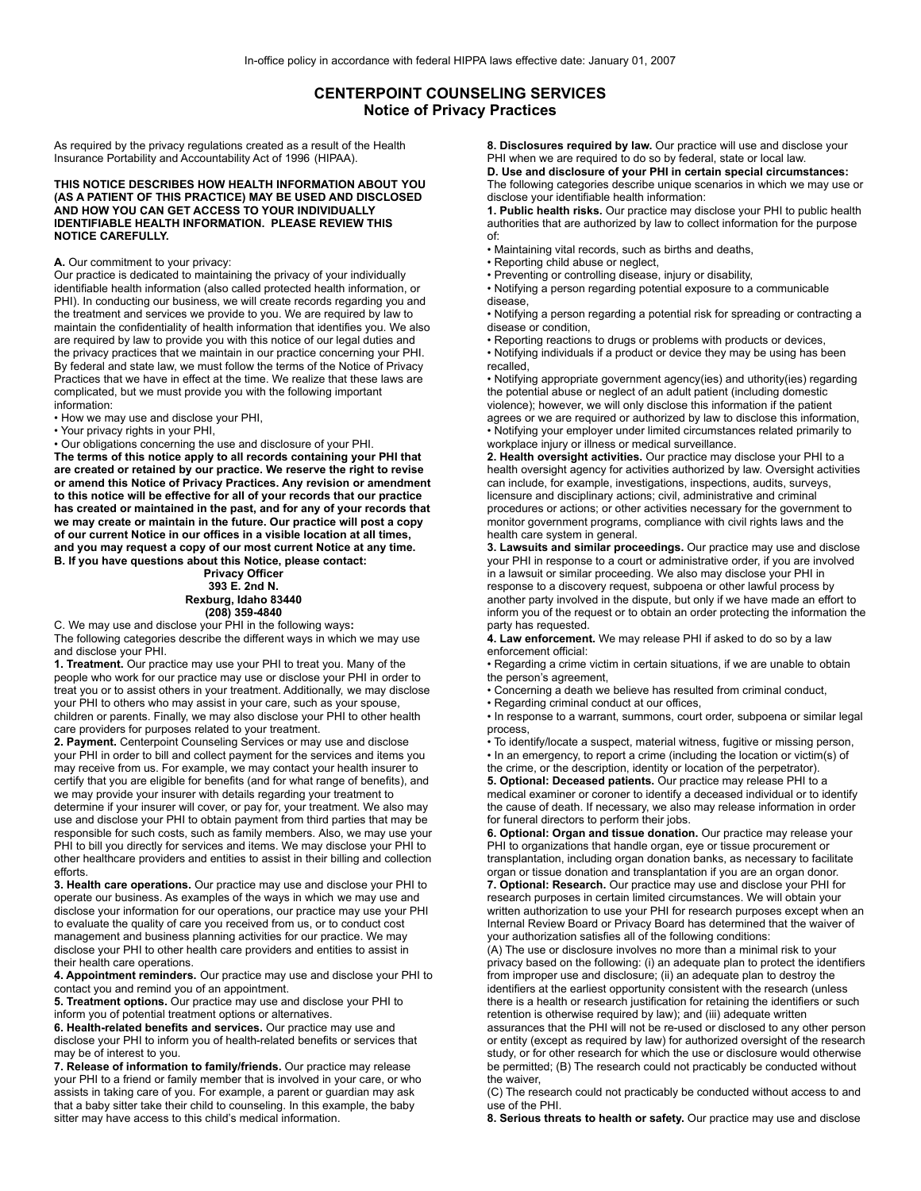In-office policy in accordance with federal HIPPA laws effective date: January 01, 2007

# CENTERPOINT COUNSELING SERVICES
## Notice of Privacy Practices

As required by the privacy regulations created as a result of the Health Insurance Portability and Accountability Act of 1996 (HIPAA).

**THIS NOTICE DESCRIBES HOW HEALTH INFORMATION ABOUT YOU (AS A PATIENT OF THIS PRACTICE) MAY BE USED AND DISCLOSED AND HOW YOU CAN GET ACCESS TO YOUR INDIVIDUALLY IDENTIFIABLE HEALTH INFORMATION. PLEASE REVIEW THIS NOTICE CAREFULLY.**

**A.** Our commitment to your privacy:

Our practice is dedicated to maintaining the privacy of your individually identifiable health information (also called protected health information, or PHI). In conducting our business, we will create records regarding you and the treatment and services we provide to you. We are required by law to maintain the confidentiality of health information that identifies you. We also are required by law to provide you with this notice of our legal duties and the privacy practices that we maintain in our practice concerning your PHI. By federal and state law, we must follow the terms of the Notice of Privacy Practices that we have in effect at the time. We realize that these laws are complicated, but we must provide you with the following important information:

- How we may use and disclose your PHI,
- Your privacy rights in your PHI,
- Our obligations concerning the use and disclosure of your PHI.

**The terms of this notice apply to all records containing your PHI that are created or retained by our practice. We reserve the right to revise or amend this Notice of Privacy Practices. Any revision or amendment to this notice will be effective for all of your records that our practice has created or maintained in the past, and for any of your records that we may create or maintain in the future. Our practice will post a copy of our current Notice in our offices in a visible location at all times, and you may request a copy of our most current Notice at any time.**

**B. If you have questions about this Notice, please contact:**

**Privacy Officer**
**393 E. 2nd N.**
**Rexburg, Idaho 83440**
**(208) 359-4840**

C. We may use and disclose your PHI in the following ways**:**

The following categories describe the different ways in which we may use and disclose your PHI.

**1. Treatment.** Our practice may use your PHI to treat you. Many of the people who work for our practice may use or disclose your PHI in order to treat you or to assist others in your treatment. Additionally, we may disclose your PHI to others who may assist in your care, such as your spouse, children or parents. Finally, we may also disclose your PHI to other health care providers for purposes related to your treatment.

**2. Payment.** Centerpoint Counseling Services or may use and disclose your PHI in order to bill and collect payment for the services and items you may receive from us. For example, we may contact your health insurer to certify that you are eligible for benefits (and for what range of benefits), and we may provide your insurer with details regarding your treatment to determine if your insurer will cover, or pay for, your treatment. We also may use and disclose your PHI to obtain payment from third parties that may be responsible for such costs, such as family members. Also, we may use your PHI to bill you directly for services and items. We may disclose your PHI to other healthcare providers and entities to assist in their billing and collection efforts.

**3. Health care operations.** Our practice may use and disclose your PHI to operate our business. As examples of the ways in which we may use and disclose your information for our operations, our practice may use your PHI to evaluate the quality of care you received from us, or to conduct cost management and business planning activities for our practice. We may disclose your PHI to other health care providers and entities to assist in their health care operations.

**4. Appointment reminders.** Our practice may use and disclose your PHI to contact you and remind you of an appointment.

**5. Treatment options.** Our practice may use and disclose your PHI to inform you of potential treatment options or alternatives.

**6. Health-related benefits and services.** Our practice may use and disclose your PHI to inform you of health-related benefits or services that may be of interest to you.

**7. Release of information to family/friends.** Our practice may release your PHI to a friend or family member that is involved in your care, or who assists in taking care of you. For example, a parent or guardian may ask that a baby sitter take their child to counseling. In this example, the baby sitter may have access to this child's medical information.

**8. Disclosures required by law.** Our practice will use and disclose your PHI when we are required to do so by federal, state or local law.

**D. Use and disclosure of your PHI in certain special circumstances:**

The following categories describe unique scenarios in which we may use or disclose your identifiable health information:

**1. Public health risks.** Our practice may disclose your PHI to public health authorities that are authorized by law to collect information for the purpose of:

- Maintaining vital records, such as births and deaths,
- Reporting child abuse or neglect,
- Preventing or controlling disease, injury or disability,
- Notifying a person regarding potential exposure to a communicable disease,
- Notifying a person regarding a potential risk for spreading or contracting a disease or condition,
- Reporting reactions to drugs or problems with products or devices,
- Notifying individuals if a product or device they may be using has been recalled,
- Notifying appropriate government agency(ies) and uthority(ies) regarding the potential abuse or neglect of an adult patient (including domestic violence); however, we will only disclose this information if the patient agrees or we are required or authorized by law to disclose this information,
- Notifying your employer under limited circumstances related primarily to workplace injury or illness or medical surveillance.

**2. Health oversight activities.** Our practice may disclose your PHI to a health oversight agency for activities authorized by law. Oversight activities can include, for example, investigations, inspections, audits, surveys, licensure and disciplinary actions; civil, administrative and criminal procedures or actions; or other activities necessary for the government to monitor government programs, compliance with civil rights laws and the health care system in general.

**3. Lawsuits and similar proceedings.** Our practice may use and disclose your PHI in response to a court or administrative order, if you are involved in a lawsuit or similar proceeding. We also may disclose your PHI in response to a discovery request, subpoena or other lawful process by another party involved in the dispute, but only if we have made an effort to inform you of the request or to obtain an order protecting the information the party has requested.

**4. Law enforcement.** We may release PHI if asked to do so by a law enforcement official:

- Regarding a crime victim in certain situations, if we are unable to obtain the person's agreement,
- Concerning a death we believe has resulted from criminal conduct,
- Regarding criminal conduct at our offices,
- In response to a warrant, summons, court order, subpoena or similar legal process,
- To identify/locate a suspect, material witness, fugitive or missing person,
- In an emergency, to report a crime (including the location or victim(s) of the crime, or the description, identity or location of the perpetrator).

**5. Optional: Deceased patients.** Our practice may release PHI to a medical examiner or coroner to identify a deceased individual or to identify the cause of death. If necessary, we also may release information in order for funeral directors to perform their jobs.

**6. Optional: Organ and tissue donation.** Our practice may release your PHI to organizations that handle organ, eye or tissue procurement or transplantation, including organ donation banks, as necessary to facilitate organ or tissue donation and transplantation if you are an organ donor.

**7. Optional: Research.** Our practice may use and disclose your PHI for research purposes in certain limited circumstances. We will obtain your written authorization to use your PHI for research purposes except when an Internal Review Board or Privacy Board has determined that the waiver of your authorization satisfies all of the following conditions:

(A) The use or disclosure involves no more than a minimal risk to your privacy based on the following: (i) an adequate plan to protect the identifiers from improper use and disclosure; (ii) an adequate plan to destroy the identifiers at the earliest opportunity consistent with the research (unless there is a health or research justification for retaining the identifiers or such retention is otherwise required by law); and (iii) adequate written assurances that the PHI will not be re-used or disclosed to any other person or entity (except as required by law) for authorized oversight of the research study, or for other research for which the use or disclosure would otherwise be permitted; (B) The research could not practicably be conducted without the waiver,

(C) The research could not practicably be conducted without access to and use of the PHI.

**8. Serious threats to health or safety.** Our practice may use and disclose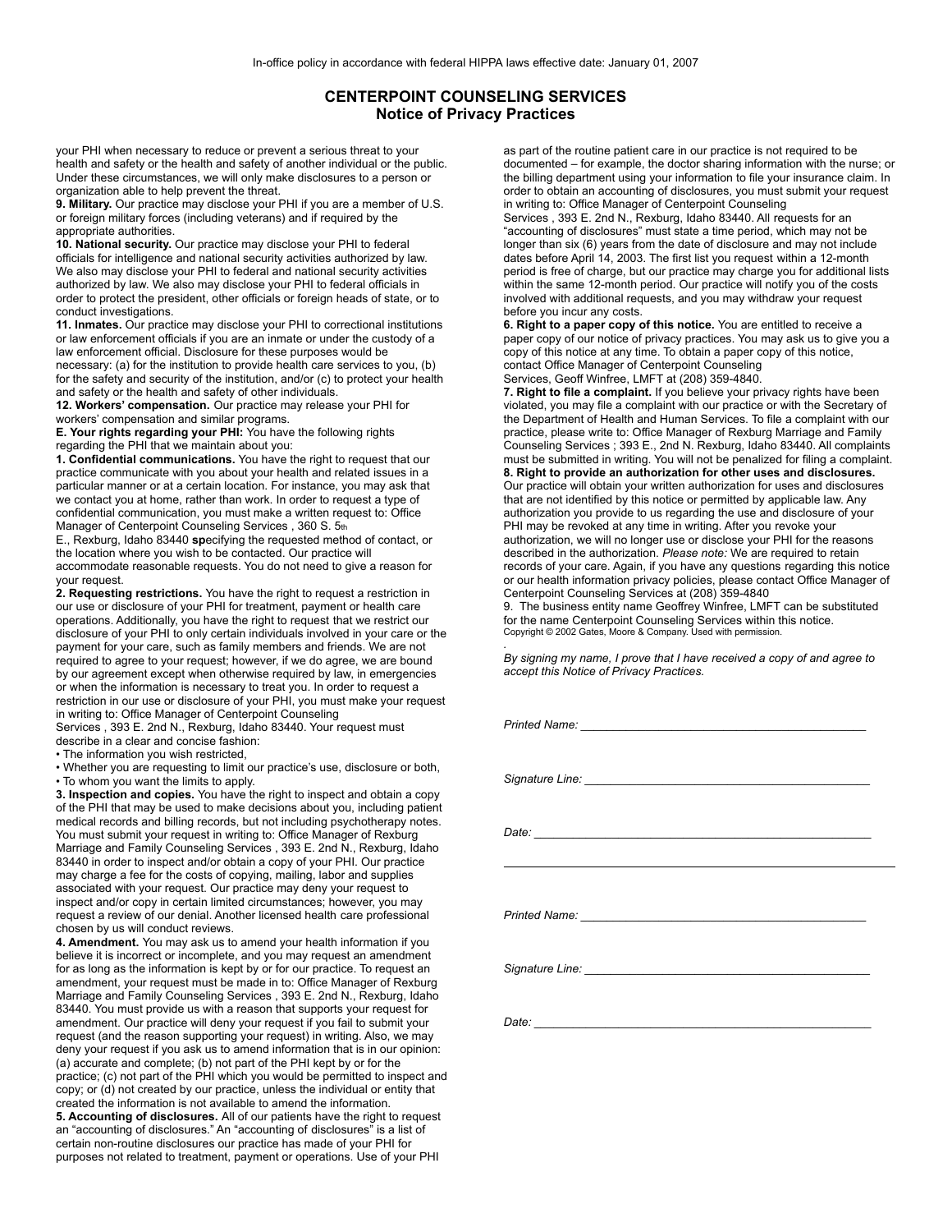In-office policy in accordance with federal HIPPA laws effective date: January 01, 2007

# CENTERPOINT COUNSELING SERVICES
## Notice of Privacy Practices

your PHI when necessary to reduce or prevent a serious threat to your health and safety or the health and safety of another individual or the public. Under these circumstances, we will only make disclosures to a person or organization able to help prevent the threat.

**9. Military.** Our practice may disclose your PHI if you are a member of U.S. or foreign military forces (including veterans) and if required by the appropriate authorities.

**10. National security.** Our practice may disclose your PHI to federal officials for intelligence and national security activities authorized by law. We also may disclose your PHI to federal and national security activities authorized by law. We also may disclose your PHI to federal officials in order to protect the president, other officials or foreign heads of state, or to conduct investigations.

**11. Inmates.** Our practice may disclose your PHI to correctional institutions or law enforcement officials if you are an inmate or under the custody of a law enforcement official. Disclosure for these purposes would be necessary: (a) for the institution to provide health care services to you, (b) for the safety and security of the institution, and/or (c) to protect your health and safety or the health and safety of other individuals.

**12. Workers' compensation.** Our practice may release your PHI for workers' compensation and similar programs.

**E. Your rights regarding your PHI:** You have the following rights regarding the PHI that we maintain about you:

**1. Confidential communications.** You have the right to request that our practice communicate with you about your health and related issues in a particular manner or at a certain location. For instance, you may ask that we contact you at home, rather than work. In order to request a type of confidential communication, you must make a written request to: Office Manager of Centerpoint Counseling Services , 360 S. 5th E., Rexburg, Idaho 83440 **sp**ecifying the requested method of contact, or the location where you wish to be contacted. Our practice will accommodate reasonable requests. You do not need to give a reason for your request.

**2. Requesting restrictions.** You have the right to request a restriction in our use or disclosure of your PHI for treatment, payment or health care operations. Additionally, you have the right to request that we restrict our disclosure of your PHI to only certain individuals involved in your care or the payment for your care, such as family members and friends. We are not required to agree to your request; however, if we do agree, we are bound by our agreement except when otherwise required by law, in emergencies or when the information is necessary to treat you. In order to request a restriction in our use or disclosure of your PHI, you must make your request in writing to: Office Manager of Centerpoint Counseling Services , 393 E. 2nd N., Rexburg, Idaho 83440. Your request must describe in a clear and concise fashion:

- The information you wish restricted,
- Whether you are requesting to limit our practice's use, disclosure or both,
- To whom you want the limits to apply.

**3. Inspection and copies.** You have the right to inspect and obtain a copy of the PHI that may be used to make decisions about you, including patient medical records and billing records, but not including psychotherapy notes. You must submit your request in writing to: Office Manager of Rexburg Marriage and Family Counseling Services , 393 E. 2nd N., Rexburg, Idaho 83440 in order to inspect and/or obtain a copy of your PHI. Our practice may charge a fee for the costs of copying, mailing, labor and supplies associated with your request. Our practice may deny your request to inspect and/or copy in certain limited circumstances; however, you may request a review of our denial. Another licensed health care professional chosen by us will conduct reviews.

**4. Amendment.** You may ask us to amend your health information if you believe it is incorrect or incomplete, and you may request an amendment for as long as the information is kept by or for our practice. To request an amendment, your request must be made in to: Office Manager of Rexburg Marriage and Family Counseling Services , 393 E. 2nd N., Rexburg, Idaho 83440. You must provide us with a reason that supports your request for amendment. Our practice will deny your request if you fail to submit your request (and the reason supporting your request) in writing. Also, we may deny your request if you ask us to amend information that is in our opinion: (a) accurate and complete; (b) not part of the PHI kept by or for the practice; (c) not part of the PHI which you would be permitted to inspect and copy; or (d) not created by our practice, unless the individual or entity that created the information is not available to amend the information.

**5. Accounting of disclosures.** All of our patients have the right to request an "accounting of disclosures." An "accounting of disclosures" is a list of certain non-routine disclosures our practice has made of your PHI for purposes not related to treatment, payment or operations. Use of your PHI as part of the routine patient care in our practice is not required to be documented – for example, the doctor sharing information with the nurse; or the billing department using your information to file your insurance claim. In order to obtain an accounting of disclosures, you must submit your request in writing to: Office Manager of Centerpoint Counseling Services , 393 E. 2nd N., Rexburg, Idaho 83440. All requests for an "accounting of disclosures" must state a time period, which may not be longer than six (6) years from the date of disclosure and may not include dates before April 14, 2003. The first list you request within a 12-month period is free of charge, but our practice may charge you for additional lists within the same 12-month period. Our practice will notify you of the costs involved with additional requests, and you may withdraw your request before you incur any costs.

**6. Right to a paper copy of this notice.** You are entitled to receive a paper copy of our notice of privacy practices. You may ask us to give you a copy of this notice at any time. To obtain a paper copy of this notice, contact Office Manager of Centerpoint Counseling Services, Geoff Winfree, LMFT at (208) 359-4840.

**7. Right to file a complaint.** If you believe your privacy rights have been violated, you may file a complaint with our practice or with the Secretary of the Department of Health and Human Services. To file a complaint with our practice, please write to: Office Manager of Rexburg Marriage and Family Counseling Services ; 393 E., 2nd N. Rexburg, Idaho 83440. All complaints must be submitted in writing. You will not be penalized for filing a complaint.

**8. Right to provide an authorization for other uses and disclosures.** Our practice will obtain your written authorization for uses and disclosures that are not identified by this notice or permitted by applicable law. Any authorization you provide to us regarding the use and disclosure of your PHI may be revoked at any time in writing. After you revoke your authorization, we will no longer use or disclose your PHI for the reasons described in the authorization. *Please note:* We are required to retain records of your care. Again, if you have any questions regarding this notice or our health information privacy policies, please contact Office Manager of Centerpoint Counseling Services at (208) 359-4840

9. The business entity name Geoffrey Winfree, LMFT can be substituted for the name Centerpoint Counseling Services within this notice.

Copyright © 2002 Gates, Moore & Company. Used with permission.

*By signing my name, I prove that I have received a copy of and agree to accept this Notice of Privacy Practices.*

*Printed Name:* ____________________________________________

*Signature Line:* ____________________________________________

*Date:* ____________________________________________

---

*Printed Name:* ____________________________________________

*Signature Line:* ____________________________________________

*Date:* ____________________________________________